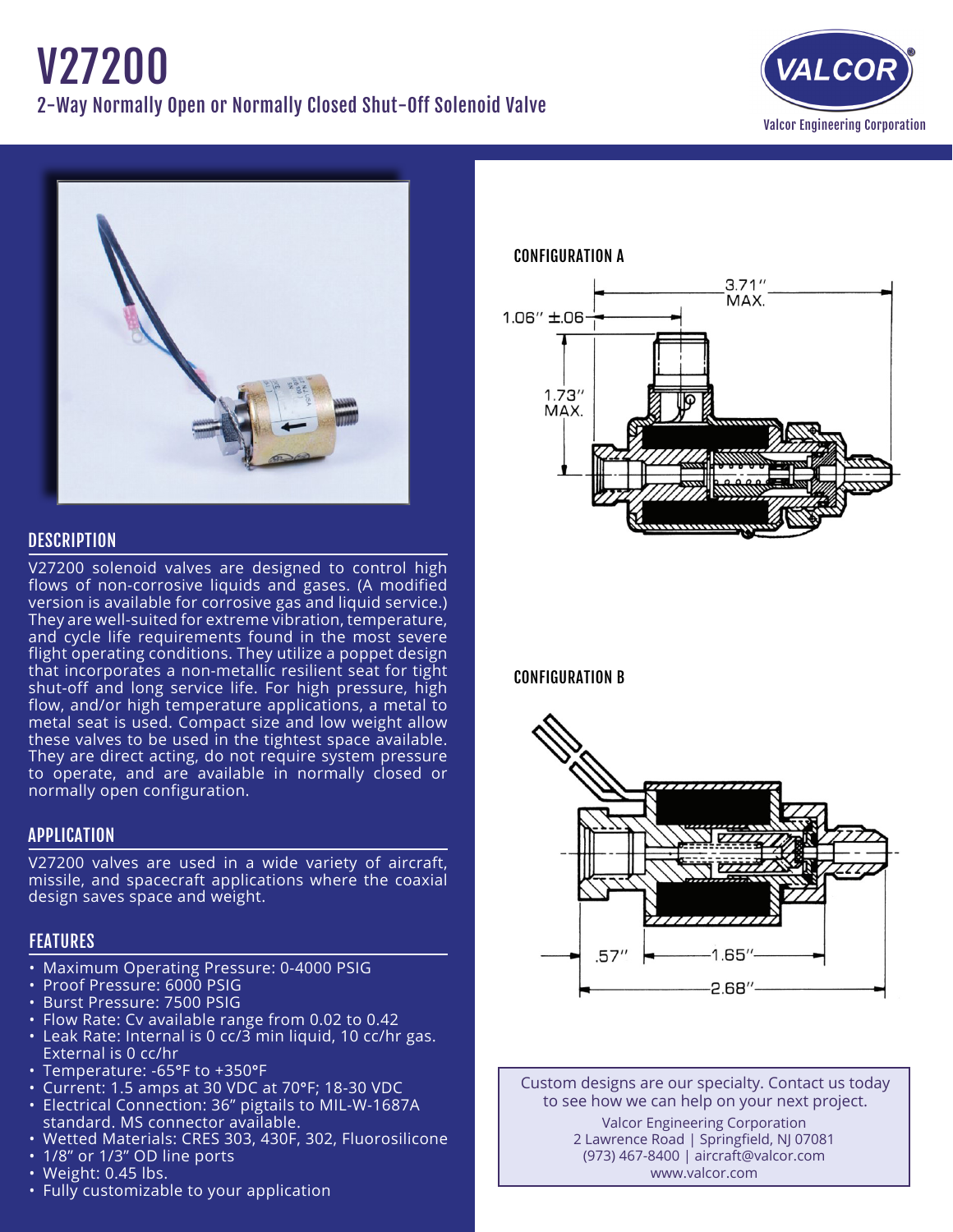# V27200

## 2-Way Normally Open or Normally Closed Shut-Off Solenoid Valve

Valcor Engineering Corporation

## DESCRIPTION

V27200 solenoid valves are designed to control high flows of non-corrosive liquids and gases. (A modified version is available for corrosive gas and liquid service.) They are well-suited for extreme vibration, temperature, and cycle life requirements found in the most severe flight operating conditions. They utilize a poppet design that incorporates a non-metallic resilient seat for tight shut-off and long service life. For high pressure, high flow, and/or high temperature applications, a metal to metal seat is used. Compact size and low weight allow these valves to be used in the tightest space available. They are direct acting, do not require system pressure to operate, and are available in normally closed or normally open configuration.

## APPLICATION

V27200 valves are used in a wide variety of aircraft, missile, and spacecraft applications where the coaxial design saves space and weight.

## FEATURES

- Maximum Operating Pressure: 0-4000 PSIG
- Proof Pressure: 6000 PSIG
- Burst Pressure: 7500 PSIG
- Flow Rate: Cv available range from 0.02 to 0.42
- Leak Rate: Internal is 0 cc/3 min liquid, 10 cc/hr gas. External is 0 cc/hr
- Temperature: -65°F to +350°F
- Current: 1.5 amps at 30 VDC at 70°F; 18-30 VDC
- Electrical Connection: 36" pigtails to MIL-W-1687A standard. MS connector available.
- Wetted Materials: CRES 303, 430F, 302, Fluorosilicone
- 1/8" or 1/3" OD line ports
- Weight: 0.45 lbs.
- Fully customizable to your application

### CONFIGURATION A

3.71" MAX.

1.06" ±.06

1.73" MAX.

### CONFIGURATION B

.57"

1.65"

2.68"

Custom designs are our specialty. Contact us today to see how we can help on your next project.

Valcor Engineering Corporation
2 Lawrence Road | Springfield, NJ 07081
(973) 467-8400 | aircraft@valcor.com
www.valcor.com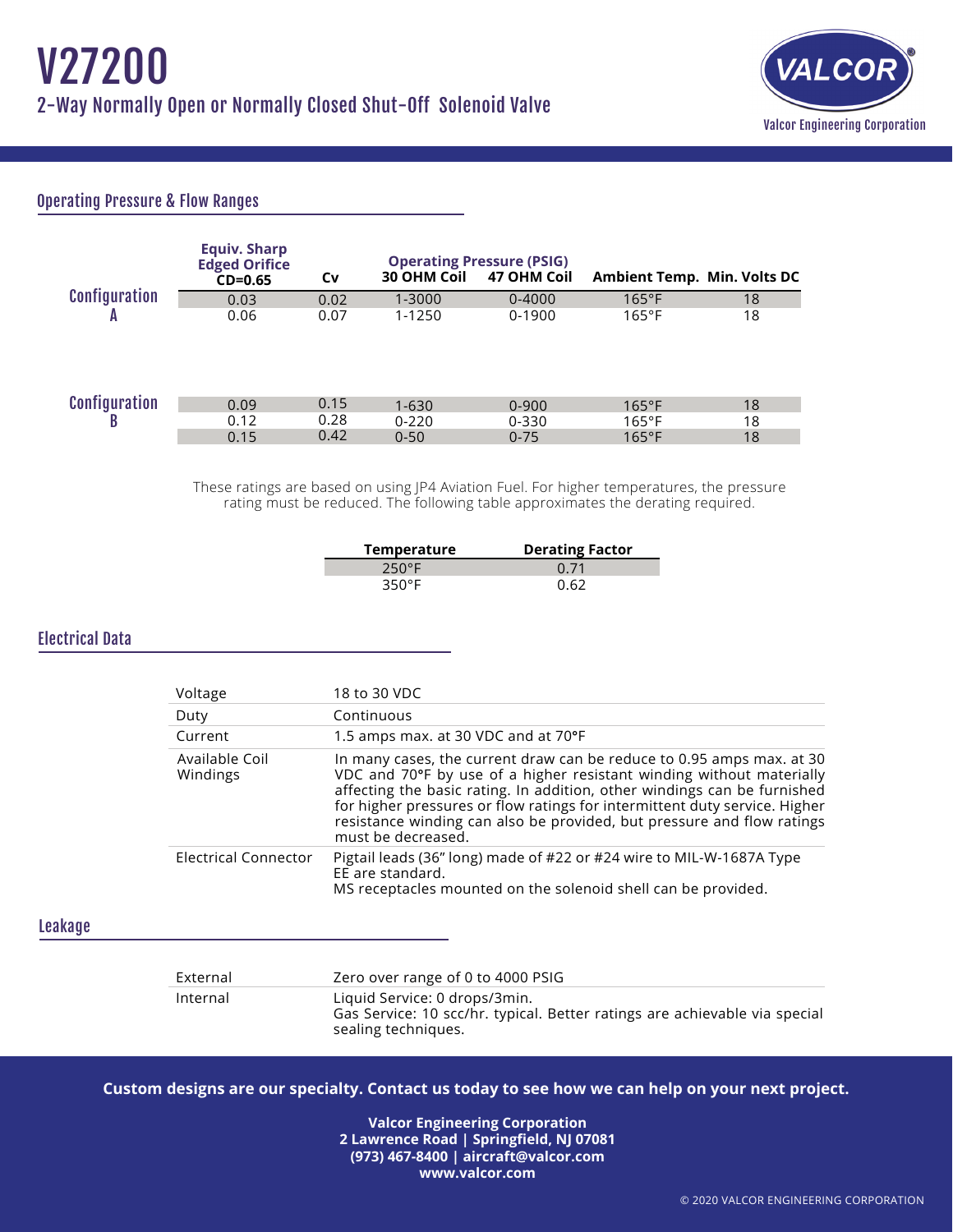# V27200

## 2-Way Normally Open or Normally Closed Shut-Off Solenoid Valve

Valcor Engineering Corporation

### Operating Pressure & Flow Ranges

| | Equiv. Sharp Edged Orifice CD=0.65 | Cv | Operating Pressure (PSIG) 30 OHM Coil | 47 OHM Coil | Ambient Temp. | Min. Volts DC |
|---|---|---|---|---|---|---|
| Configuration A | 0.03 | 0.02 | 1-3000 | 0-4000 | 165°F | 18 |
| | 0.06 | 0.07 | 1-1250 | 0-1900 | 165°F | 18 |
| Configuration B | 0.09 | 0.15 | 1-630 | 0-900 | 165°F | 18 |
| | 0.12 | 0.28 | 0-220 | 0-330 | 165°F | 18 |
| | 0.15 | 0.42 | 0-50 | 0-75 | 165°F | 18 |

These ratings are based on using JP4 Aviation Fuel. For higher temperatures, the pressure rating must be reduced. The following table approximates the derating required.

| Temperature | Derating Factor |
|---|---|
| 250°F | 0.71 |
| 350°F | 0.62 |

### Electrical Data

| | |
|---|---|
| Voltage | 18 to 30 VDC |
| Duty | Continuous |
| Current | 1.5 amps max. at 30 VDC and at 70°F |
| Available Coil Windings | In many cases, the current draw can be reduce to 0.95 amps max. at 30 VDC and 70°F by use of a higher resistant winding without materially affecting the basic rating. In addition, other windings can be furnished for higher pressures or flow ratings for intermittent duty service. Higher resistance winding can also be provided, but pressure and flow ratings must be decreased. |
| Electrical Connector | Pigtail leads (36" long) made of #22 or #24 wire to MIL-W-1687A Type EE are standard. MS receptacles mounted on the solenoid shell can be provided. |

### Leakage

| | |
|---|---|
| External | Zero over range of 0 to 4000 PSIG |
| Internal | Liquid Service: 0 drops/3min. Gas Service: 10 scc/hr. typical. Better ratings are achievable via special sealing techniques. |

**Custom designs are our specialty. Contact us today to see how we can help on your next project.**

**Valcor Engineering Corporation**
**2 Lawrence Road | Springfield, NJ 07081**
**(973) 467-8400 | aircraft@valcor.com**
**www.valcor.com**

© 2020 VALCOR ENGINEERING CORPORATION